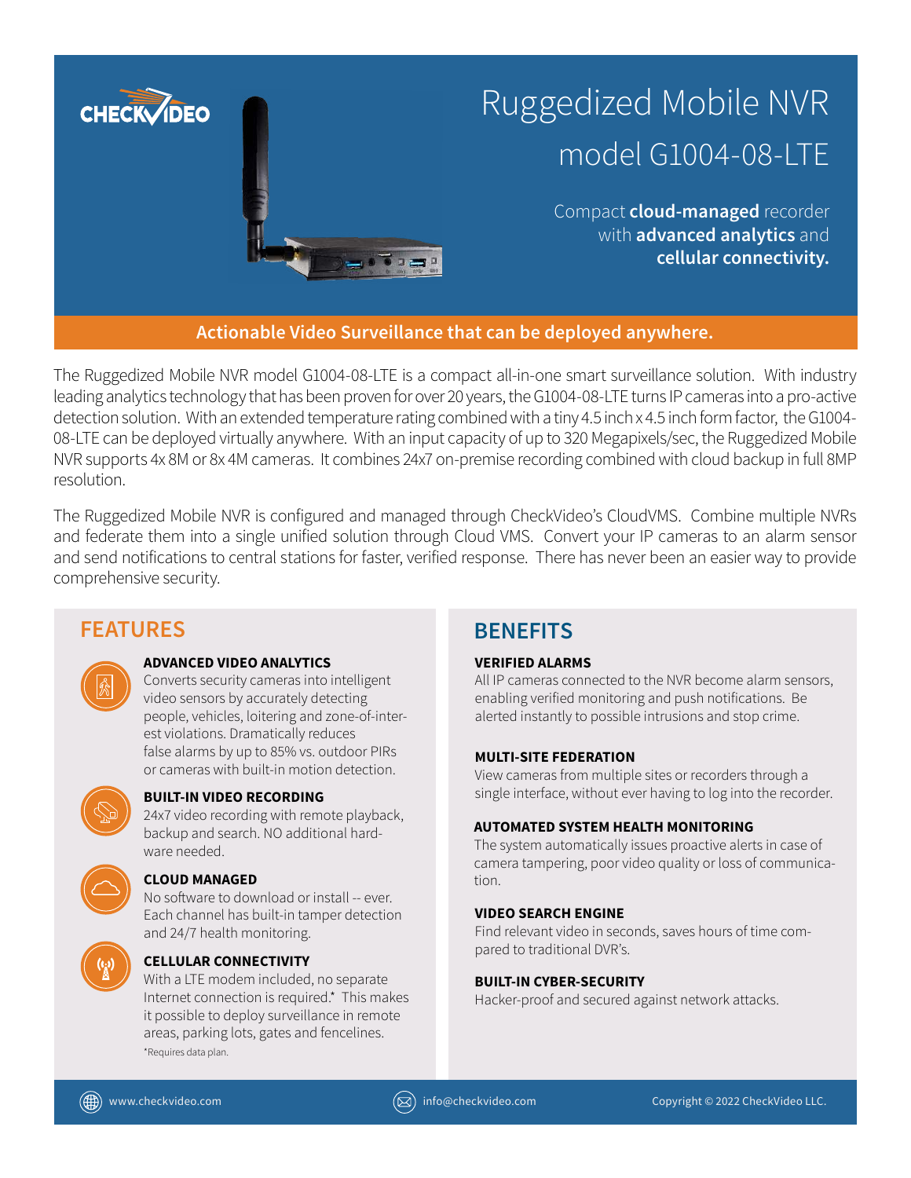# Ruggedized Mobile NVR

## model G1004-08-LTE

Compact **cloud-managed** recorder with **advanced analytics** and **cellular connectivity.**

**Actionable Video Surveillance that can be deployed anywhere.**

The Ruggedized Mobile NVR model G1004-08-LTE is a compact all-in-one smart surveillance solution. With industry leading analytics technology that has been proven for over 20 years, the G1004-08-LTE turns IP cameras into a pro-active detection solution. With an extended temperature rating combined with a tiny 4.5 inch x 4.5 inch form factor, the G1004-08-LTE can be deployed virtually anywhere. With an input capacity of up to 320 Megapixels/sec, the Ruggedized Mobile NVR supports 4x 8M or 8x 4M cameras. It combines 24x7 on-premise recording combined with cloud backup in full 8MP resolution.

The Ruggedized Mobile NVR is configured and managed through CheckVideo's CloudVMS. Combine multiple NVRs and federate them into a single unified solution through Cloud VMS. Convert your IP cameras to an alarm sensor and send notifications to central stations for faster, verified response. There has never been an easier way to provide comprehensive security.

## FEATURES

### ADVANCED VIDEO ANALYTICS

Converts security cameras into intelligent video sensors by accurately detecting people, vehicles, loitering and zone-of-interest violations. Dramatically reduces false alarms by up to 85% vs. outdoor PIRs or cameras with built-in motion detection.

### BUILT-IN VIDEO RECORDING

24x7 video recording with remote playback, backup and search. NO additional hardware needed.

### CLOUD MANAGED

No software to download or install -- ever. Each channel has built-in tamper detection and 24/7 health monitoring.

### CELLULAR CONNECTIVITY

With a LTE modem included, no separate Internet connection is required.* This makes it possible to deploy surveillance in remote areas, parking lots, gates and fencelines.

*Requires data plan.

## BENEFITS

### VERIFIED ALARMS

All IP cameras connected to the NVR become alarm sensors, enabling verified monitoring and push notifications. Be alerted instantly to possible intrusions and stop crime.

### MULTI-SITE FEDERATION

View cameras from multiple sites or recorders through a single interface, without ever having to log into the recorder.

### AUTOMATED SYSTEM HEALTH MONITORING

The system automatically issues proactive alerts in case of camera tampering, poor video quality or loss of communication.

### VIDEO SEARCH ENGINE

Find relevant video in seconds, saves hours of time compared to traditional DVR's.

### BUILT-IN CYBER-SECURITY

Hacker-proof and secured against network attacks.

www.checkvideo.com | info@checkvideo.com | Copyright © 2022 CheckVideo LLC.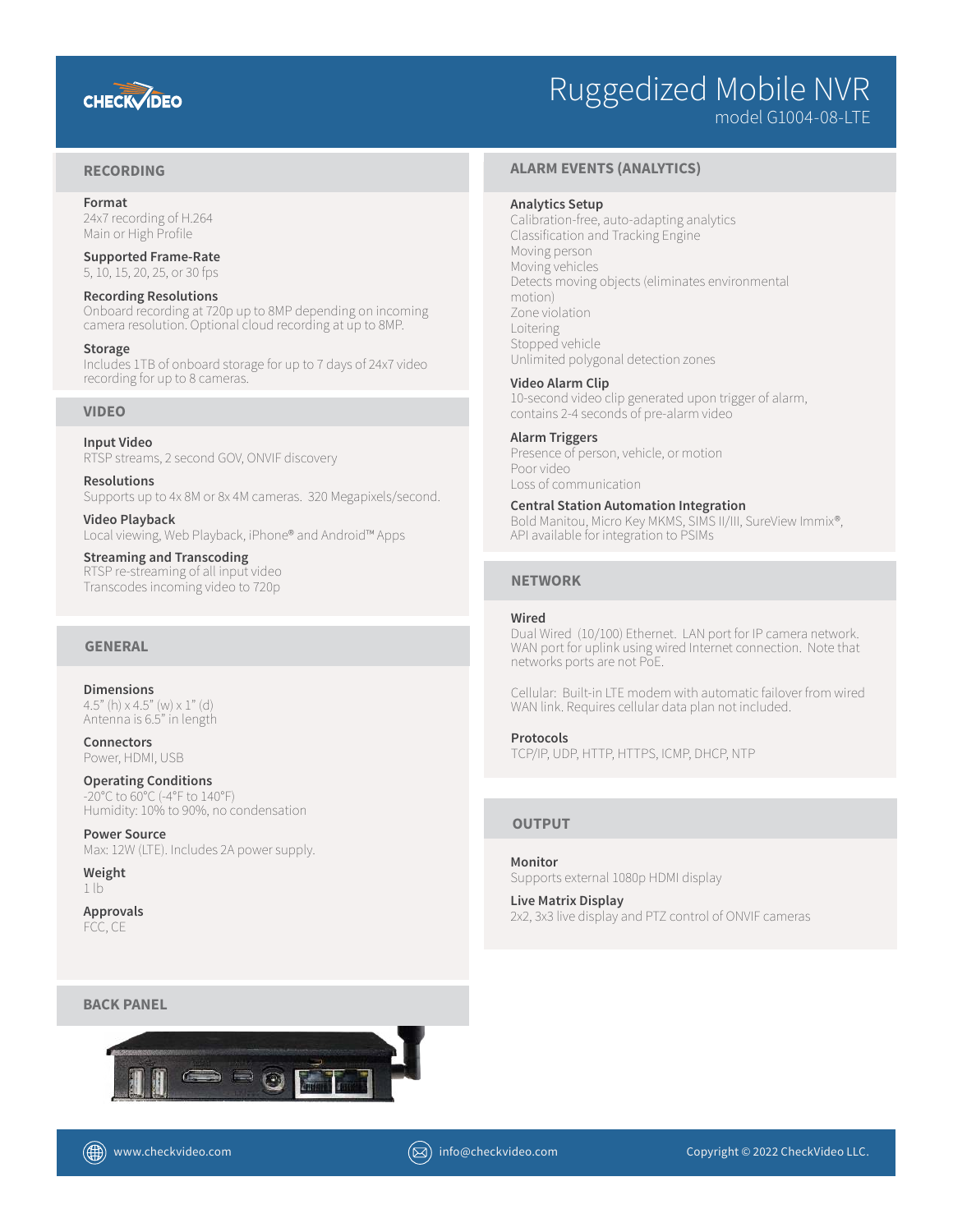# Ruggedized Mobile NVR

model G1004-08-LTE

## RECORDING

**Format**
24x7 recording of H.264
Main or High Profile

**Supported Frame-Rate**
5, 10, 15, 20, 25, or 30 fps

**Recording Resolutions**
Onboard recording at 720p up to 8MP depending on incoming camera resolution. Optional cloud recording at up to 8MP.

**Storage**
Includes 1TB of onboard storage for up to 7 days of 24x7 video recording for up to 8 cameras.

## VIDEO

**Input Video**
RTSP streams, 2 second GOV, ONVIF discovery

**Resolutions**
Supports up to 4x 8M or 8x 4M cameras. 320 Megapixels/second.

**Video Playback**
Local viewing, Web Playback, iPhone® and Android™ Apps

**Streaming and Transcoding**
RTSP re-streaming of all input video
Transcodes incoming video to 720p

## GENERAL

**Dimensions**
4.5" (h) x 4.5" (w) x 1" (d)
Antenna is 6.5" in length

**Connectors**
Power, HDMI, USB

**Operating Conditions**
-20°C to 60°C (-4°F to 140°F)
Humidity: 10% to 90%, no condensation

**Power Source**
Max: 12W (LTE). Includes 2A power supply.

**Weight**
1 lb

**Approvals**
FCC, CE

## BACK PANEL

## ALARM EVENTS (ANALYTICS)

**Analytics Setup**
Calibration-free, auto-adapting analytics
Classification and Tracking Engine
Moving person
Moving vehicles
Detects moving objects (eliminates environmental motion)
Zone violation
Loitering
Stopped vehicle
Unlimited polygonal detection zones

**Video Alarm Clip**
10-second video clip generated upon trigger of alarm, contains 2-4 seconds of pre-alarm video

**Alarm Triggers**
Presence of person, vehicle, or motion
Poor video
Loss of communication

**Central Station Automation Integration**
Bold Manitou, Micro Key MKMS, SIMS II/III, SureView Immix®, API available for integration to PSIMs

## NETWORK

**Wired**
Dual Wired (10/100) Ethernet. LAN port for IP camera network. WAN port for uplink using wired Internet connection. Note that networks ports are not PoE.

Cellular: Built-in LTE modem with automatic failover from wired WAN link. Requires cellular data plan not included.

**Protocols**
TCP/IP, UDP, HTTP, HTTPS, ICMP, DHCP, NTP

## OUTPUT

**Monitor**
Supports external 1080p HDMI display

**Live Matrix Display**
2x2, 3x3 live display and PTZ control of ONVIF cameras

www.checkvideo.com | info@checkvideo.com | Copyright © 2022 CheckVideo LLC.